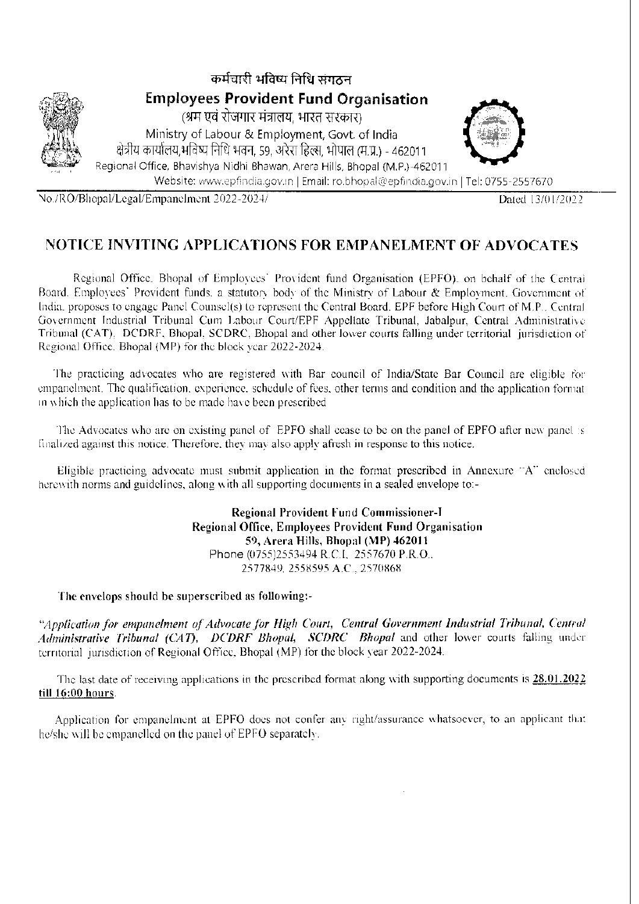कर्मचारी भविष्य निधि संगठन

**Employees Provident Fund Organisation**

(श्रम एवं रोजगार मंत्रालय, भारत सरकार)

Ministry of Labour & Employment, Govt. of India

क्षेत्रीय कार्यालय,भविष्य निधि भवन, 59, अरेरा हिल्स, भोपाल (म.प्र.) - 462011

Regional Office, Bhavishya Nidhi Bhawan, Arera Hills, Bhopal (M.P.)-462011

Website: www.epfindia.gov.in | Email: ro.bhopal@epfindia.gov.in | Tel: 0755-2557670

No./RO/Bhopal/Legal/Empanelment 2022-2024/ Dated 13/01/2022

# NOTICE INVITING APPLICATIONS FOR EMPANELMENT OF ADVOCATES

Regional Office. Bhopal of Employees' Provident fund Organisation (EPFO), on behalf of the Central Board, Employees' Provident funds, a statutory body of the Ministry of Labour & Employment, Government of India, proposes to engage Panel Counsel(s) to represent the Central Board, EPF before High Court of M.P., Central Government Industrial Tribunal Cum Labour Court/EPF Appellate Tribunal, Jabalpur, Central Administrative Tribunal (CAT), DCDRF, Bhopal, SCDRC, Bhopal and other lower courts falling under territorial jurisdiction of Regional Office, Bhopal (MP) for the block year 2022-2024.

The practicing advocates who are registered with Bar council of India/State Bar Council are eligible for empanelment. The qualification, experience, schedule of fees, other terms and condition and the application format in which the application has to be made have been prescribed

The Advocates who are on existing panel of EPFO shall cease to be on the panel of EPFO after new panel is finalized against this notice. Therefore, they may also apply afresh in response to this notice.

Eligible practicing advocate must submit application in the format prescribed in Annexure "A" enclosed herewith norms and guidelines, along with all supporting documents in a sealed envelope to:-

**Regional Provident Fund Commissioner-I**
**Regional Office, Employees Provident Fund Organisation**
**59, Arera Hills, Bhopal (MP) 462011**
Phone (0755)2553494 R.C.I, 2557670 P.R.O., 2577849, 2558595 A.C., 2570868

**The envelops should be superscribed as following:-**

"*Application for empanelment of Advocate for High Court, Central Government Industrial Tribunal, Central Administrative Tribunal (CAT), DCDRF Bhopal, SCDRC Bhopal* and other lower courts falling under territorial jurisdiction of Regional Office, Bhopal (MP) for the block year 2022-2024.

The last date of receiving applications in the prescribed format along with supporting documents is **28.01.2022 till 16:00 hours**.

Application for empanelment at EPFO does not confer any right/assurance whatsoever, to an applicant that he/she will be empanelled on the panel of EPFO separately.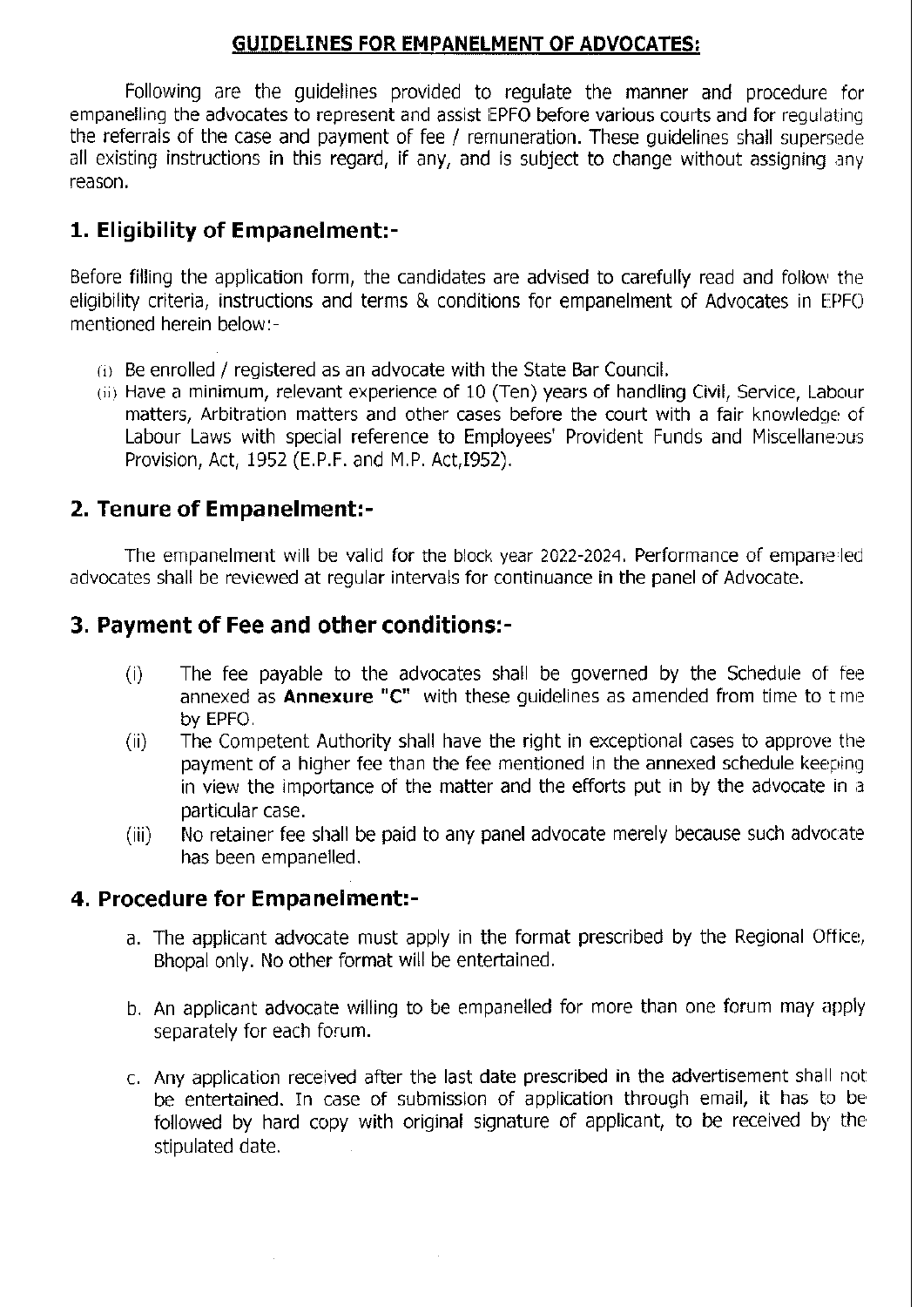## GUIDELINES FOR EMPANELMENT OF ADVOCATES:

Following are the guidelines provided to regulate the manner and procedure for empanelling the advocates to represent and assist EPFO before various courts and for regulating the referrals of the case and payment of fee / remuneration. These guidelines shall supersede all existing instructions in this regard, if any, and is subject to change without assigning any reason.

## 1. Eligibility of Empanelment:-

Before filling the application form, the candidates are advised to carefully read and follow the eligibility criteria, instructions and terms & conditions for empanelment of Advocates in EPFO mentioned herein below:-

(i) Be enrolled / registered as an advocate with the State Bar Council.

(ii) Have a minimum, relevant experience of 10 (Ten) years of handling Civil, Service, Labour matters, Arbitration matters and other cases before the court with a fair knowledge of Labour Laws with special reference to Employees' Provident Funds and Miscellaneous Provision, Act, 1952 (E.P.F. and M.P. Act,I952).

## 2. Tenure of Empanelment:-

The empanelment will be valid for the block year 2022-2024. Performance of empanelled advocates shall be reviewed at regular intervals for continuance in the panel of Advocate.

## 3. Payment of Fee and other conditions:-

(i) The fee payable to the advocates shall be governed by the Schedule of fee annexed as **Annexure "C"** with these guidelines as amended from time to time by EPFO.

(ii) The Competent Authority shall have the right in exceptional cases to approve the payment of a higher fee than the fee mentioned in the annexed schedule keeping in view the importance of the matter and the efforts put in by the advocate in a particular case.

(iii) No retainer fee shall be paid to any panel advocate merely because such advocate has been empanelled.

## 4. Procedure for Empanelment:-

a. The applicant advocate must apply in the format prescribed by the Regional Office, Bhopal only. No other format will be entertained.

b. An applicant advocate willing to be empanelled for more than one forum may apply separately for each forum.

c. Any application received after the last date prescribed in the advertisement shall not be entertained. In case of submission of application through email, it has to be followed by hard copy with original signature of applicant, to be received by the stipulated date.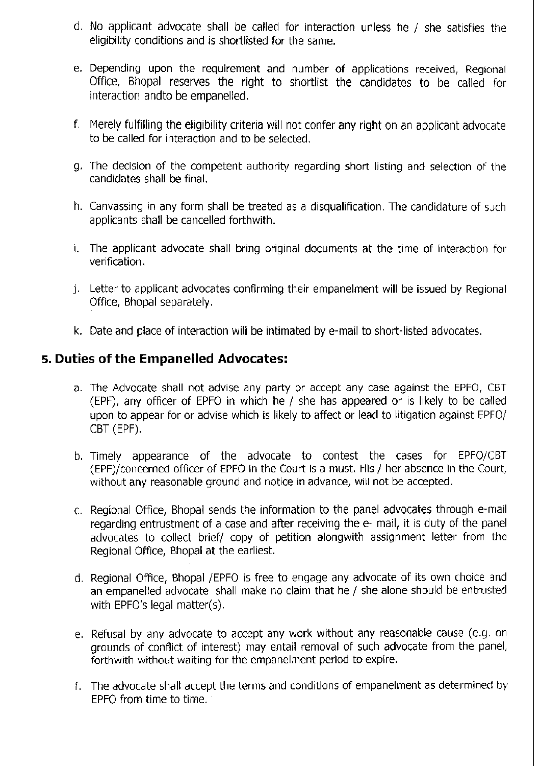d. No applicant advocate shall be called for interaction unless he / she satisfies the eligibility conditions and is shortlisted for the same.

e. Depending upon the requirement and number of applications received, Regional Office, Bhopal reserves the right to shortlist the candidates to be called for interaction andto be empanelled.

f. Merely fulfilling the eligibility criteria will not confer any right on an applicant advocate to be called for interaction and to be selected.

g. The decision of the competent authority regarding short listing and selection of the candidates shall be final.

h. Canvassing in any form shall be treated as a disqualification. The candidature of such applicants shall be cancelled forthwith.

i. The applicant advocate shall bring original documents at the time of interaction for verification.

j. Letter to applicant advocates confirming their empanelment will be issued by Regional Office, Bhopal separately.

k. Date and place of interaction will be intimated by e-mail to short-listed advocates.

## 5. Duties of the Empanelled Advocates:

a. The Advocate shall not advise any party or accept any case against the EPFO, CBT (EPF), any officer of EPFO in which he / she has appeared or is likely to be called upon to appear for or advise which is likely to affect or lead to litigation against EPFO/ CBT (EPF).

b. Timely appearance of the advocate to contest the cases for EPFO/CBT (EPF)/concerned officer of EPFO in the Court is a must. His / her absence in the Court, without any reasonable ground and notice in advance, will not be accepted.

c. Regional Office, Bhopal sends the information to the panel advocates through e-mail regarding entrustment of a case and after receiving the e- mail, it is duty of the panel advocates to collect brief/ copy of petition alongwith assignment letter from the Regional Office, Bhopal at the earliest.

d. Regional Office, Bhopal /EPFO is free to engage any advocate of its own choice and an empanelled advocate shall make no claim that he / she alone should be entrusted with EPFO's legal matter(s).

e. Refusal by any advocate to accept any work without any reasonable cause (e.g. on grounds of conflict of interest) may entail removal of such advocate from the panel, forthwith without waiting for the empanelment period to expire.

f. The advocate shall accept the terms and conditions of empanelment as determined by EPFO from time to time.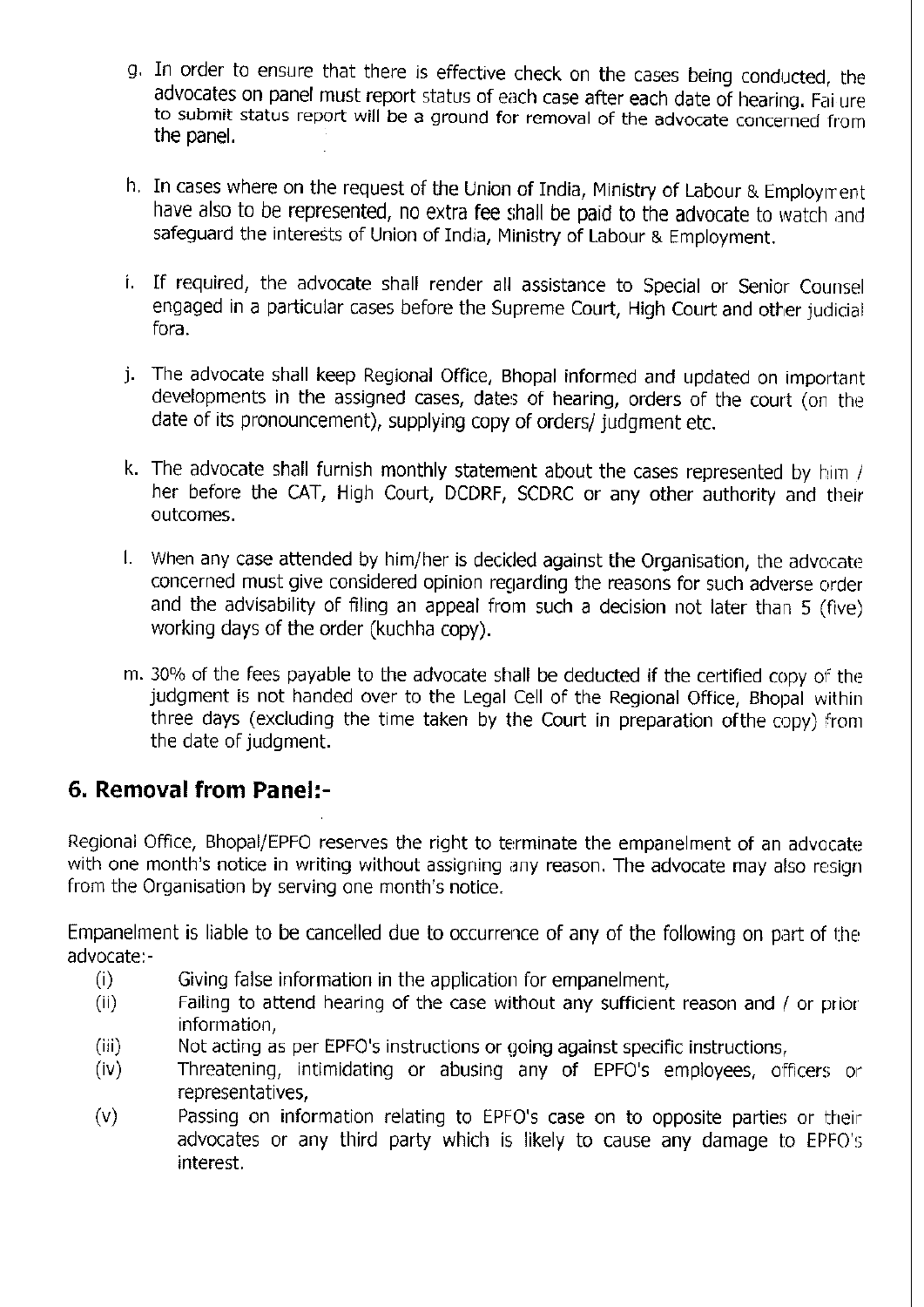g. In order to ensure that there is effective check on the cases being conducted, the advocates on panel must report status of each case after each date of hearing. Fai ure to submit status report will be a ground for removal of the advocate concerned from the panel.

h. In cases where on the request of the Union of India, Ministry of Labour & Employment have also to be represented, no extra fee shall be paid to the advocate to watch and safeguard the interests of Union of India, Ministry of Labour & Employment.

i. If required, the advocate shall render all assistance to Special or Senior Counsel engaged in a particular cases before the Supreme Court, High Court and other judicial fora.

j. The advocate shall keep Regional Office, Bhopal informed and updated on important developments in the assigned cases, dates of hearing, orders of the court (on the date of its pronouncement), supplying copy of orders/ judgment etc.

k. The advocate shall furnish monthly statement about the cases represented by him / her before the CAT, High Court, DCDRF, SCDRC or any other authority and their outcomes.

l. When any case attended by him/her is decided against the Organisation, the advocate concerned must give considered opinion regarding the reasons for such adverse order and the advisability of filing an appeal from such a decision not later than 5 (five) working days of the order (kuchha copy).

m. 30% of the fees payable to the advocate shall be deducted if the certified copy of the judgment is not handed over to the Legal Cell of the Regional Office, Bhopal within three days (excluding the time taken by the Court in preparation ofthe copy) from the date of judgment.

## 6. Removal from Panel:-

Regional Office, Bhopal/EPFO reserves the right to terminate the empanelment of an advocate with one month's notice in writing without assigning any reason. The advocate may also resign from the Organisation by serving one month's notice.

Empanelment is liable to be cancelled due to occurrence of any of the following on part of the advocate:-

(i) Giving false information in the application for empanelment,

(ii) Failing to attend hearing of the case without any sufficient reason and / or prior information,

(iii) Not acting as per EPFO's instructions or going against specific instructions,

(iv) Threatening, intimidating or abusing any of EPFO's employees, officers or representatives,

(v) Passing on information relating to EPFO's case on to opposite parties or their advocates or any third party which is likely to cause any damage to EPFO's interest.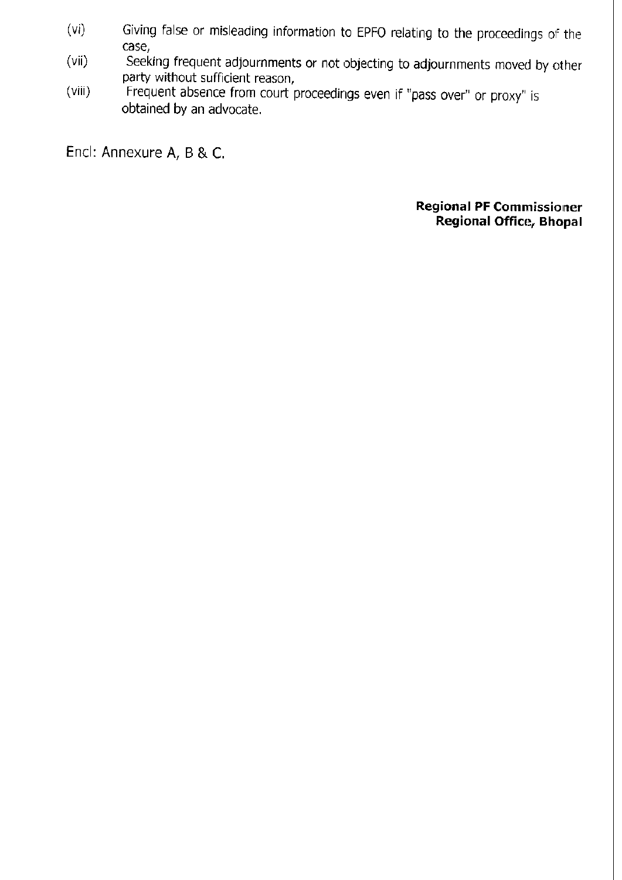(vi) Giving false or misleading information to EPFO relating to the proceedings of the case,

(vii) Seeking frequent adjournments or not objecting to adjournments moved by other party without sufficient reason,

(viii) Frequent absence from court proceedings even if "pass over" or proxy" is obtained by an advocate.

Encl: Annexure A, B & C.

**Regional PF Commissioner**
**Regional Office, Bhopal**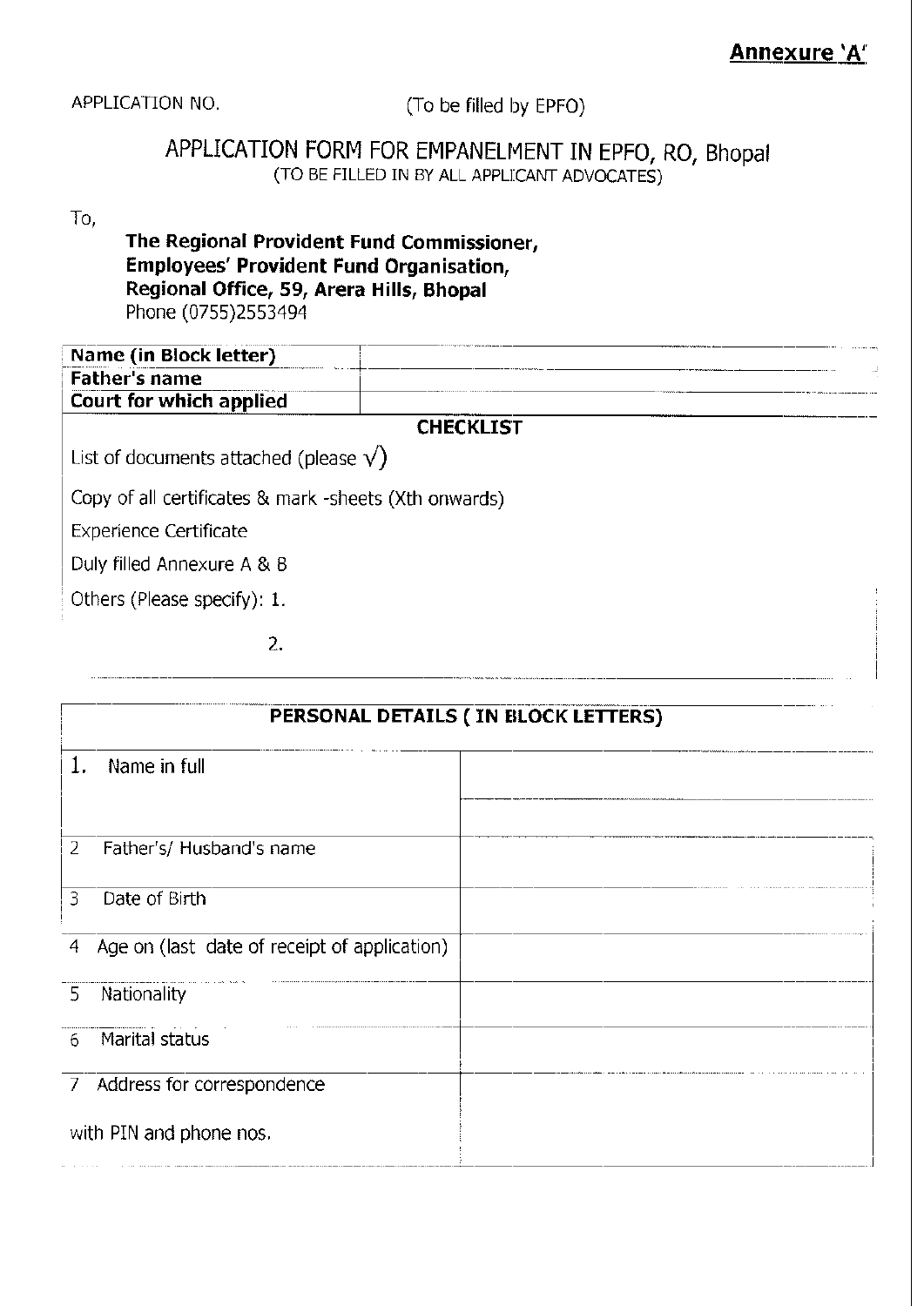**Annexure 'A'**

APPLICATION NO. (To be filled by EPFO)

# APPLICATION FORM FOR EMPANELMENT IN EPFO, RO, Bhopal

(TO BE FILLED IN BY ALL APPLICANT ADVOCATES)

To,

**The Regional Provident Fund Commissioner,**
**Employees' Provident Fund Organisation,**
**Regional Office, 59, Arera Hills, Bhopal**
Phone (0755)2553494

| | |
|---|---|
| **Name (in Block letter)** | |
| **Father's name** | |
| **Court for which applied** | |

**CHECKLIST**

List of documents attached (please √)

Copy of all certificates & mark -sheets (Xth onwards)

Experience Certificate

Duly filled Annexure A & B

Others (Please specify): 1.

2.

| **PERSONAL DETAILS ( IN BLOCK LETTERS)** | |
|---|---|
| 1. Name in full | |
| 2 Father's/ Husband's name | |
| 3 Date of Birth | |
| 4 Age on (last date of receipt of application) | |
| 5 Nationality | |
| 6 Marital status | |
| 7 Address for correspondence with PIN and phone nos. | |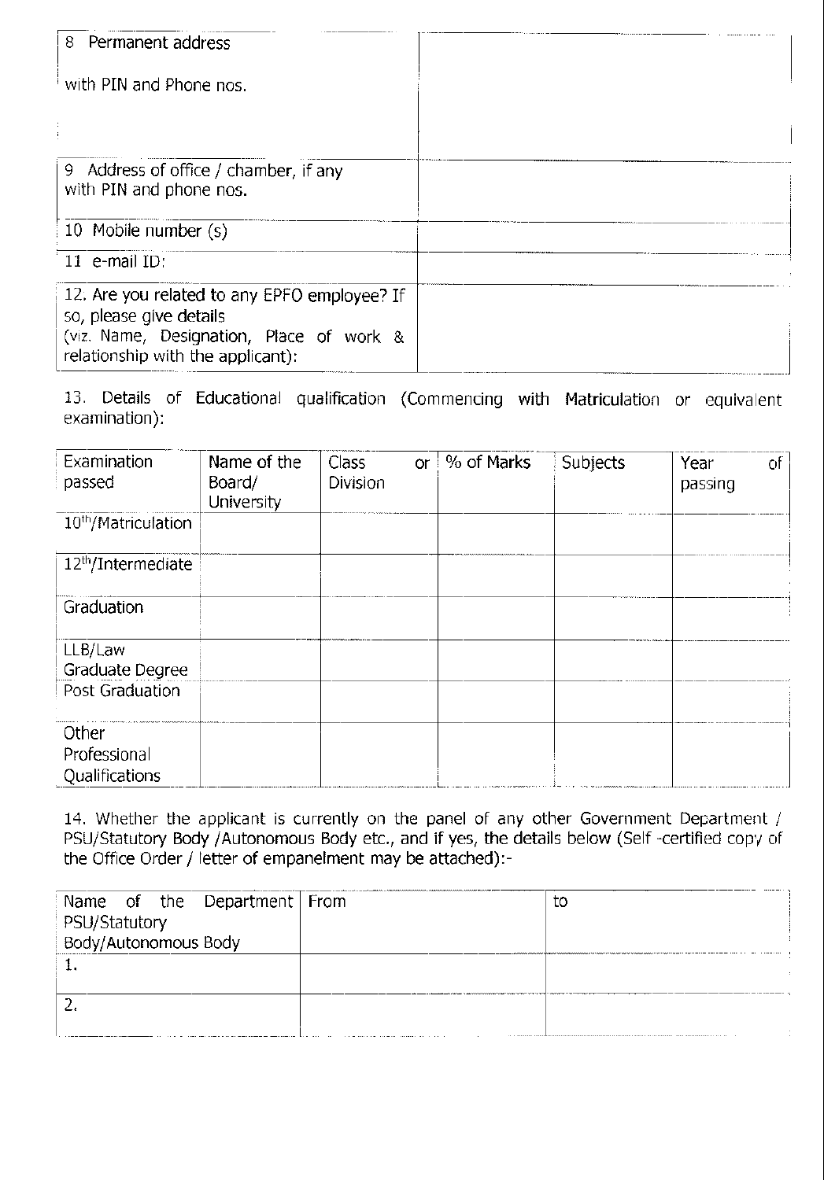| | |
|---|---|
| 8 Permanent address<br><br>with PIN and Phone nos. | |
| 9 Address of office / chamber, if any with PIN and phone nos. | |
| 10 Mobile number (s) | |
| 11 e-mail ID: | |
| 12. Are you related to any EPFO employee? If so, please give details (viz. Name, Designation, Place of work & relationship with the applicant): | |

13. Details of Educational qualification (Commencing with Matriculation or equivalent examination):

| Examination passed | Name of the Board/ University | Class or Division | % of Marks | Subjects | Year of passing |
|---|---|---|---|---|---|
| 10th/Matriculation | | | | | |
| 12th/Intermediate | | | | | |
| Graduation | | | | | |
| LLB/Law Graduate Degree | | | | | |
| Post Graduation | | | | | |
| Other Professional Qualifications | | | | | |

14. Whether the applicant is currently on the panel of any other Government Department / PSU/Statutory Body /Autonomous Body etc., and if yes, the details below (Self -certified copy of the Office Order / letter of empanelment may be attached):-

| Name of the Department PSU/Statutory Body/Autonomous Body | From | to |
|---|---|---|
| 1. | | |
| 2. | | |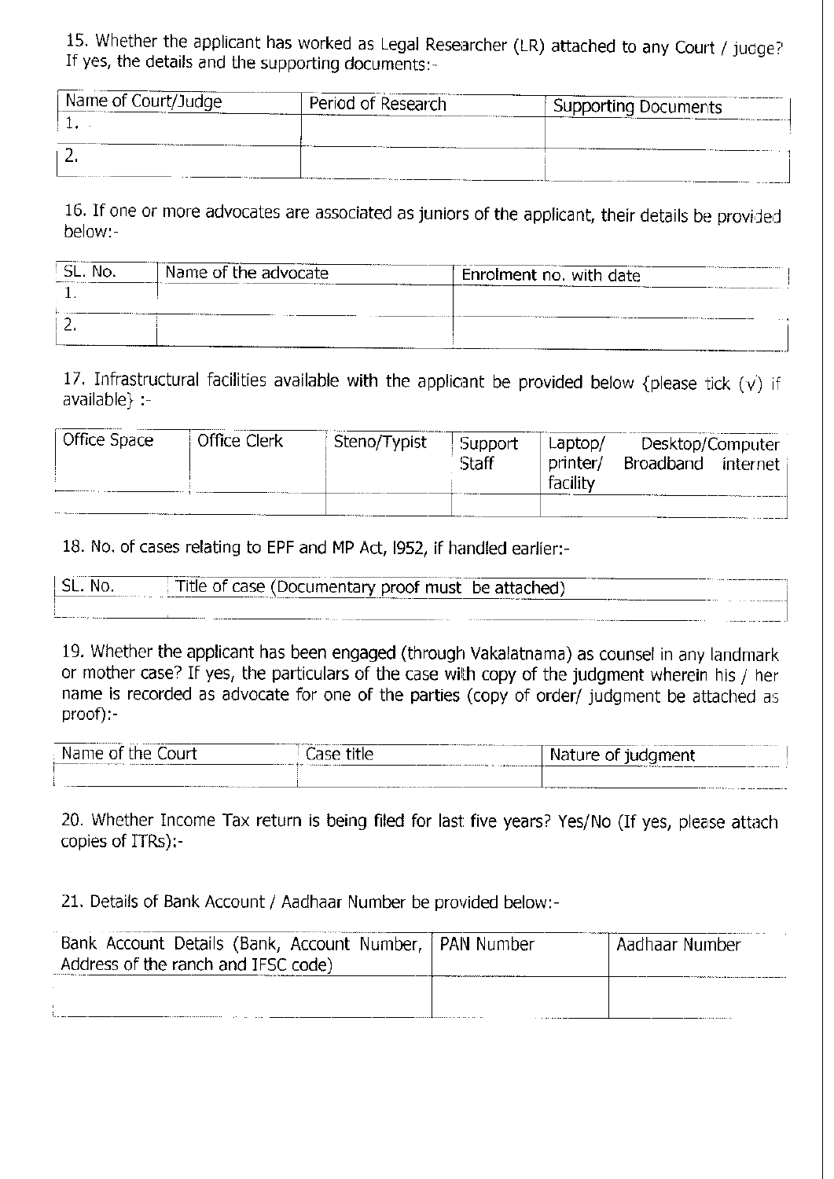15. Whether the applicant has worked as Legal Researcher (LR) attached to any Court / judge? If yes, the details and the supporting documents:-

| Name of Court/Judge | Period of Research | Supporting Documents |
|---|---|---|
| 1. | | |
| 2. | | |

16. If one or more advocates are associated as juniors of the applicant, their details be provided below:-

| SL. No. | Name of the advocate | Enrolment no. with date |
|---|---|---|
| 1. | | |
| 2. | | |

17. Infrastructural facilities available with the applicant be provided below {please tick (v) if available} :-

| Office Space | Office Clerk | Steno/Typist | Support Staff | Laptop/ Desktop/Computer printer/ Broadband internet facility |
|---|---|---|---|---|
| | | | | |

18. No. of cases relating to EPF and MP Act, l952, if handled earlier:-

| SL. No. | Title of case (Documentary proof must be attached) |
|---|---|
| | |

19. Whether the applicant has been engaged (through Vakalatnama) as counsel in any landmark or mother case? If yes, the particulars of the case with copy of the judgment wherein his / her name is recorded as advocate for one of the parties (copy of order/ judgment be attached as proof):-

| Name of the Court | Case title | Nature of judgment |
|---|---|---|
| | | |

20. Whether Income Tax return is being filed for last five years? Yes/No (If yes, please attach copies of ITRs):-

21. Details of Bank Account / Aadhaar Number be provided below:-

| Bank Account Details (Bank, Account Number, Address of the ranch and IFSC code) | PAN Number | Aadhaar Number |
|---|---|---|
| | | |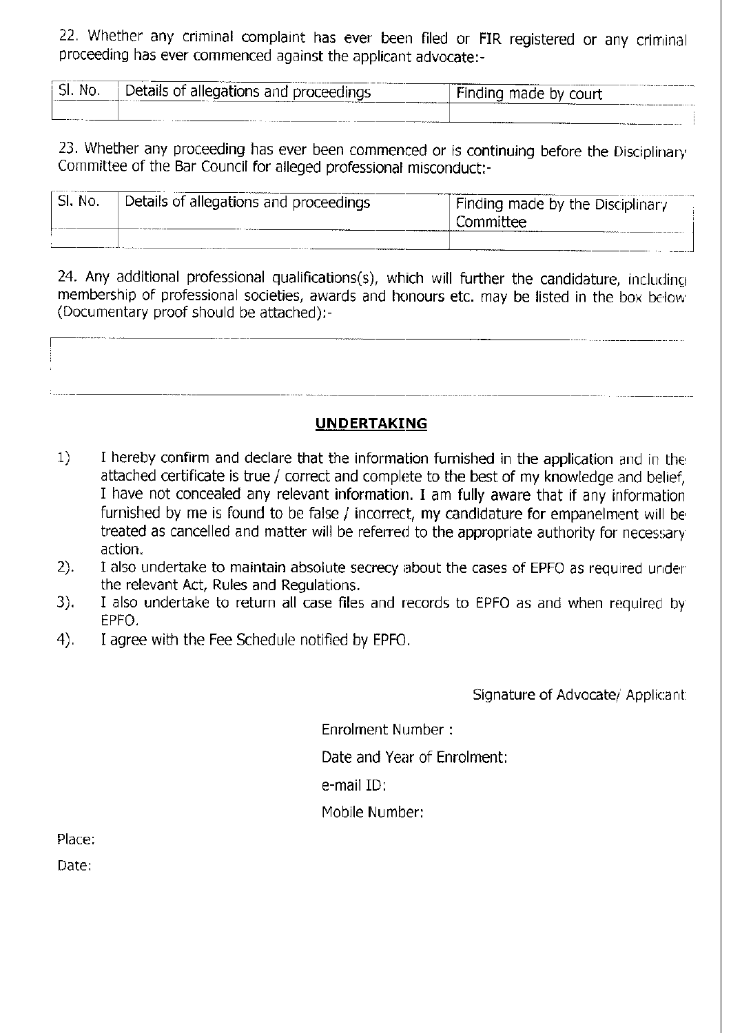22. Whether any criminal complaint has ever been filed or FIR registered or any criminal proceeding has ever commenced against the applicant advocate:-

| Sl. No. | Details of allegations and proceedings | Finding made by court |
|---|---|---|
| | | |

23. Whether any proceeding has ever been commenced or is continuing before the Disciplinary Committee of the Bar Council for alleged professional misconduct:-

| Sl. No. | Details of allegations and proceedings | Finding made by the Disciplinary Committee |
|---|---|---|
| | | |

24. Any additional professional qualifications(s), which will further the candidature, including membership of professional societies, awards and honours etc. may be listed in the box below (Documentary proof should be attached):-

| |
|---|
| |

## UNDERTAKING

1) I hereby confirm and declare that the information furnished in the application and in the attached certificate is true / correct and complete to the best of my knowledge and belief, I have not concealed any relevant information. I am fully aware that if any information furnished by me is found to be false / incorrect, my candidature for empanelment will be treated as cancelled and matter will be referred to the appropriate authority for necessary action.
2). I also undertake to maintain absolute secrecy about the cases of EPFO as required under the relevant Act, Rules and Regulations.
3). I also undertake to return all case files and records to EPFO as and when required by EPFO.
4). I agree with the Fee Schedule notified by EPFO.

Signature of Advocate/ Applicant

Enrolment Number :

Date and Year of Enrolment:

e-mail ID:

Mobile Number:

Place:

Date: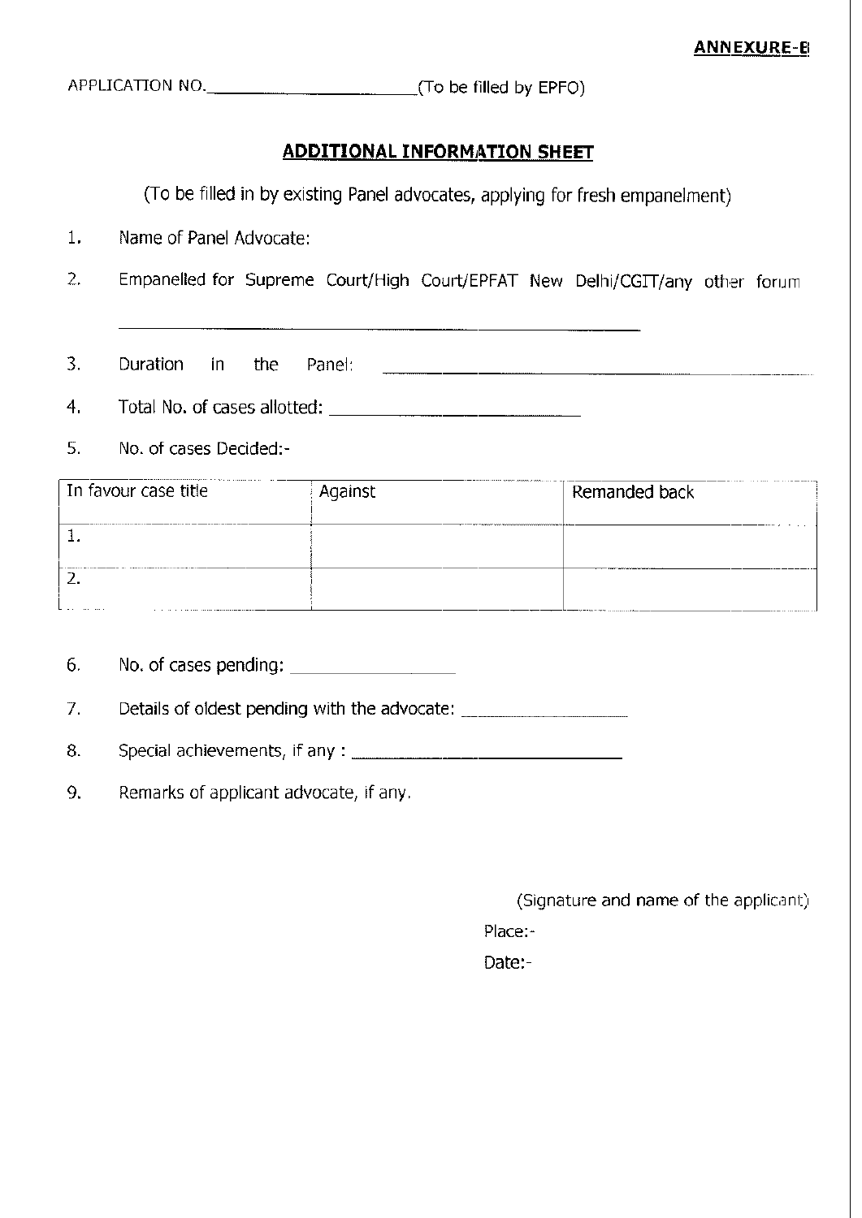**ANNEXURE-B**

APPLICATION NO.\_\_\_\_\_\_\_\_\_\_\_\_\_\_\_\_\_\_\_\_\_\_(To be filled by EPFO)

## ADDITIONAL INFORMATION SHEET

(To be filled in by existing Panel advocates, applying for fresh empanelment)

1. Name of Panel Advocate:
2. Empanelled for Supreme Court/High Court/EPFAT New Delhi/CGIT/any other forum \_\_\_\_\_\_\_\_\_\_\_\_\_\_\_\_\_\_\_\_\_\_\_\_\_\_\_\_\_\_\_\_\_\_\_\_\_\_\_\_\_\_\_\_
3. Duration in the Panel: \_\_\_\_\_\_\_\_\_\_\_\_\_\_\_\_\_\_\_\_\_\_\_\_\_\_\_\_\_\_\_\_\_\_\_\_\_\_
4. Total No. of cases allotted: \_\_\_\_\_\_\_\_\_\_\_\_\_\_\_\_\_\_\_\_\_\_\_\_\_\_
5. No. of cases Decided:-

| In favour case title | Against | Remanded back |
|---|---|---|
| 1. | | |
| 2. | | |

6. No. of cases pending: \_\_\_\_\_\_\_\_\_\_\_\_\_\_\_\_
7. Details of oldest pending with the advocate: \_\_\_\_\_\_\_\_\_\_\_\_\_\_\_\_\_
8. Special achievements, if any : \_\_\_\_\_\_\_\_\_\_\_\_\_\_\_\_\_\_\_\_\_\_\_\_\_\_\_
9. Remarks of applicant advocate, if any.

(Signature and name of the applicant)

Place:-

Date:-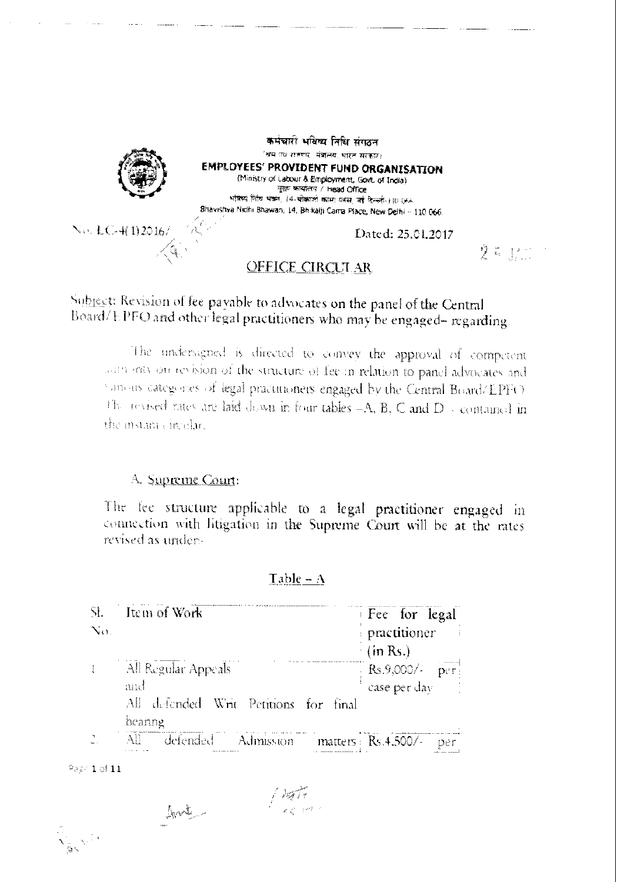कर्मचारी भविष्य निधि संगठन

(श्रम एवं रोजगार मंत्रालय, भारत सरकार)

**EMPLOYEES' PROVIDENT FUND ORGANISATION**

(Ministry of Labour & Employment, Govt. of India)

मुख्य कार्यालय / Head Office

भविष्य निधि भवन, 14-भीकाजी कामा प्लेस, नई दिल्ली-110 066

Bhavishya Nidhi Bhawan, 14, Bhikaiji Cama Place, New Delhi – 110 066

No. LC-4(1)2016/ Dated: 25.01.2017

## OFFICE CIRCULAR

Subject: Revision of fee payable to advocates on the panel of the Central Board/EPFO and other legal practitioners who may be engaged– regarding

The undersigned is directed to convey the approval of competent authority on revision of the structure of fee in relation to panel advocates and various categories of legal practitioners engaged by the Central Board/EPFO. The revised rates are laid down in four tables –A, B, C and D – contained in the instant circular.

### A. Supreme Court:

The fee structure applicable to a legal practitioner engaged in connection with litigation in the Supreme Court will be at the rates revised as under-

**Table – A**

| Sl. No. | Item of Work | Fee for legal practitioner (in Rs.) |
|---|---|---|
| 1 | All Regular Appeals and All defended Writ Petitions for final hearing | Rs.9,000/- per case per day |
| 2 | All defended Admission matters | Rs.4,500/- per |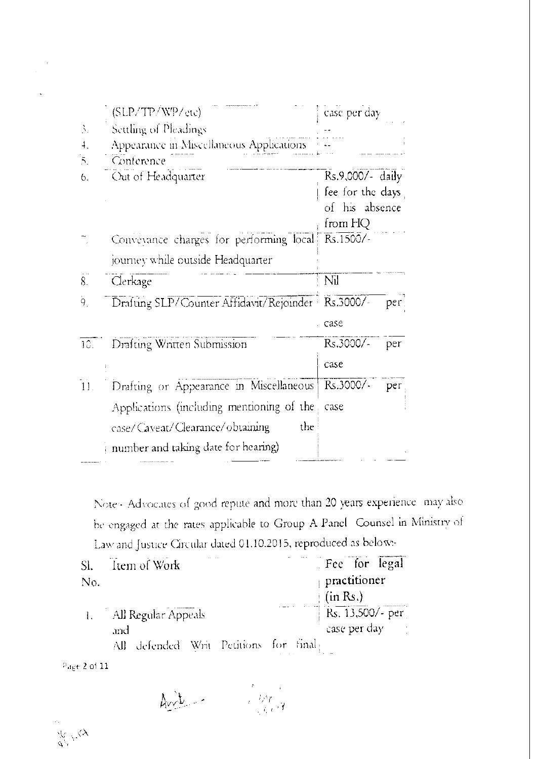|  | (SLP/TP/WP/etc) | case per day |
|---|---|---|
| 3. | Settling of Pleadings | -- |
| 4. | Appearance in Miscellaneous Applications | -- |
| 5. | Conference |  |
| 6. | Out of Headquarter | Rs.9,000/- daily fee for the days of his absence from HQ |
| 7. | Conveyance charges for performing local journey while outside Headquarter | Rs.1500/- |
| 8. | Clerkage | Nil |
| 9. | Drafting SLP/Counter Affidavit/Rejoinder | Rs.3000/- per case |
| 10. | Drafting Written Submission | Rs.3000/- per case |
| 11. | Drafting or Appearance in Miscellaneous Applications (including mentioning of the case/Caveat/Clearance/obtaining the number and taking date for hearing) | Rs.3000/- per case |

Note - Advocates of good repute and more than 20 years experience may also be engaged at the rates applicable to Group A Panel Counsel in Ministry of Law and Justice Circular dated 01.10.2015, reproduced as below:-

| Sl. No. | Item of Work | Fee for legal practitioner (in Rs.) |
|---|---|---|
| 1. | All Regular Appeals and All defended Writ Petitions for final | Rs. 13,500/- per case per day |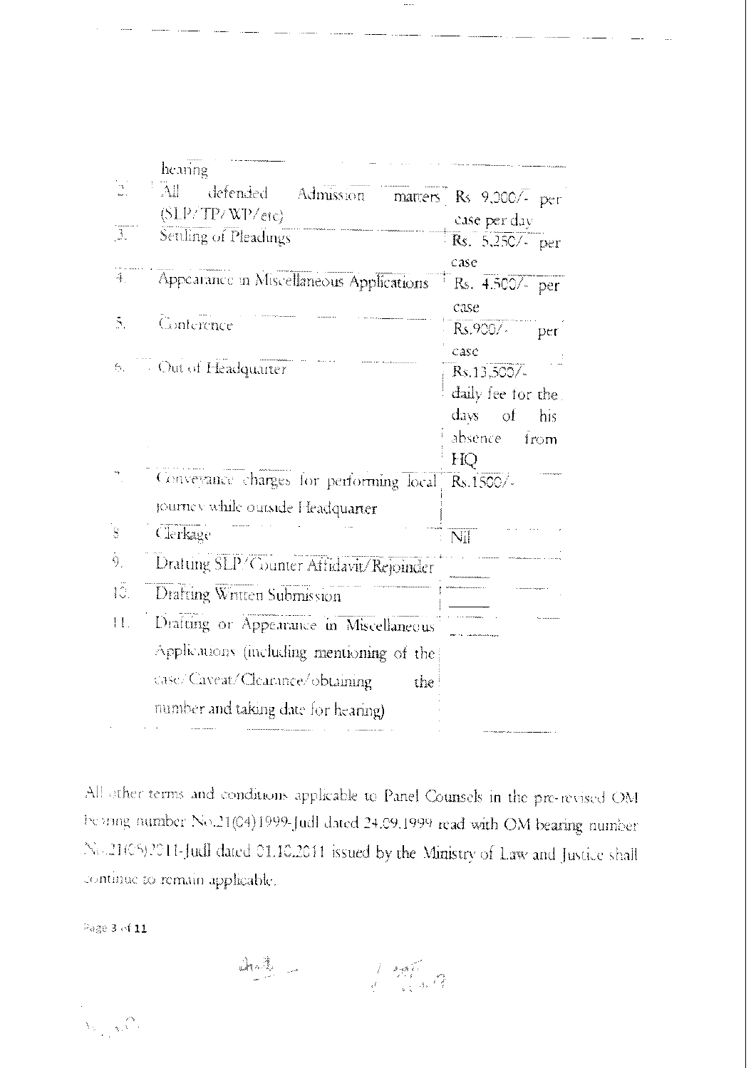| | | |
|---|---|---|
| | hearing | |
| 2. | All defended Admission matters (SLP/TP/WP/etc) | Rs 9,000/- per case per day |
| 3. | Settling of Pleadings | Rs. 5,250/- per case |
| 4. | Appearance in Miscellaneous Applications | Rs. 4,500/- per case |
| 5. | Conference | Rs.900/- per case |
| 6. | Out of Headquarter | Rs.13,500/- daily fee for the days of his absence from HQ |
| 7. | Conveyance charges for performing local journey while outside Headquarter | Rs.1500/- |
| 8 | Clerkage | Nil |
| 9. | Drafting SLP/Counter Affidavit/Rejoinder | ____ |
| 10. | Drafting Written Submission | ____ |
| 11. | Drafting or Appearance in Miscellaneous Applications (including mentioning of the case/Caveat/Clearance/obtaining the number and taking date for hearing) | ____ |

All other terms and conditions applicable to Panel Counsels in the pre-revised OM bearing number No.21(04)1999-Judl dated 24.09.1999 read with OM bearing number No.21(05)2011-Judl dated 01.10.2011 issued by the Ministry of Law and Justice shall continue to remain applicable.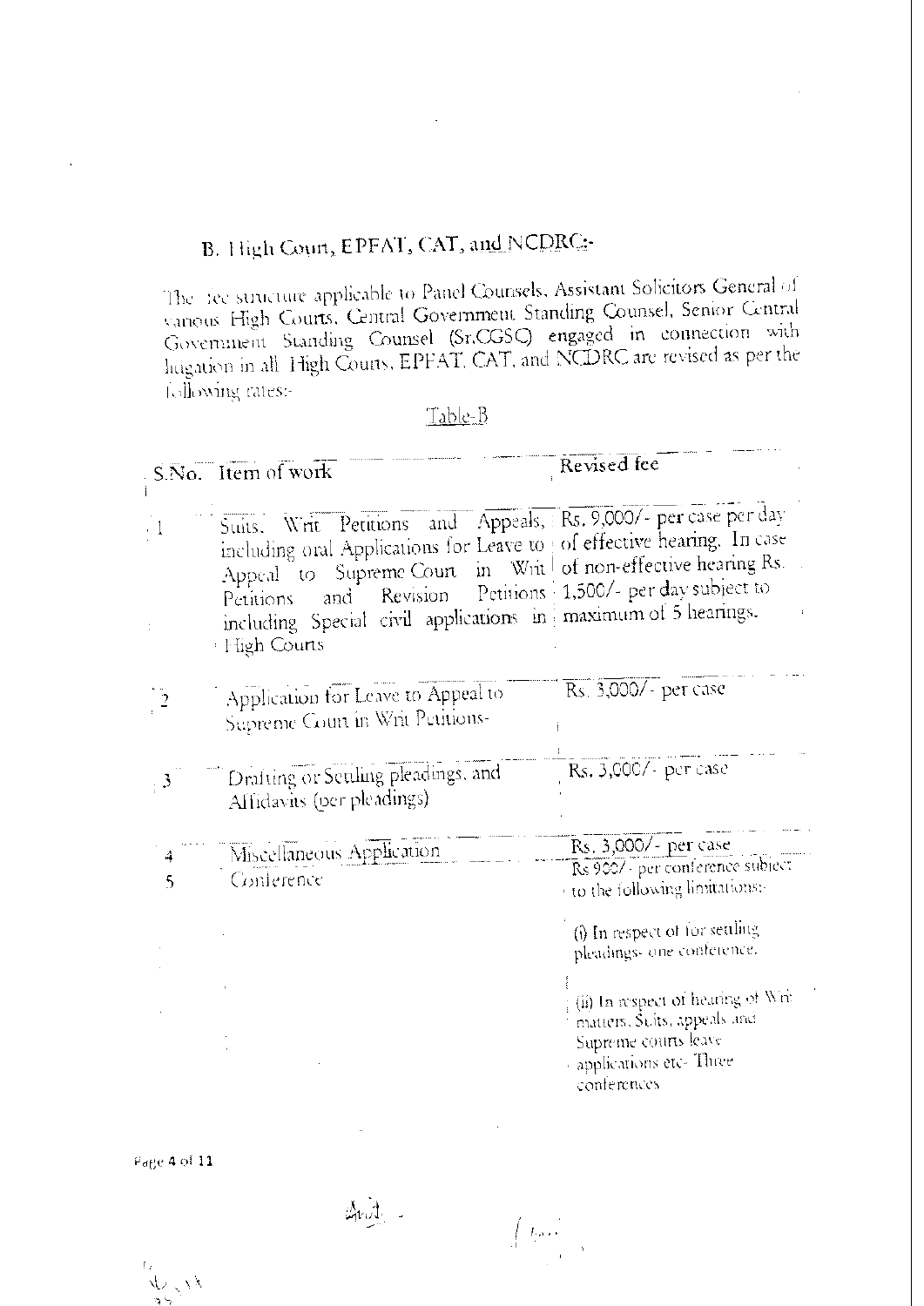## B. High Court, EPFAT, CAT, and NCDRC:-

The fee structure applicable to Panel Counsels, Assistant Solicitors General of various High Courts, Central Government Standing Counsel, Senior Central Government Standing Counsel (Sr.CGSC) engaged in connection with litigation in all High Courts, EPFAT, CAT, and NCDRC are revised as per the following rates:-

Table-B

| S.No. | Item of work | Revised fee |
|---|---|---|
| 1 | Suits, Writ Petitions and Appeals, including oral Applications for Leave to Appeal to Supreme Court in Writ Petitions and Revision Petitions including Special civil applications in High Courts | Rs. 9,000/- per case per day of effective hearing. In case of non-effective hearing Rs. 1,500/- per day subject to maximum of 5 hearings. |
| 2 | Application for Leave to Appeal to Supreme Court in Writ Petitions- | Rs. 3,000/- per case |
| 3 | Drafting or Settling pleadings, and Affidavits (per pleadings) | Rs. 3,000/- per case |
| 4 | Miscellaneous Application | Rs. 3,000/- per case |
| 5 | Conference | Rs 900/- per conference subject to the following limitations:-<br><br>(i) In respect of for settling pleadings- one conference.<br><br>(ii) In respect of hearing of Writ matters, Suits, appeals and Supreme courts leave applications etc- Three conferences |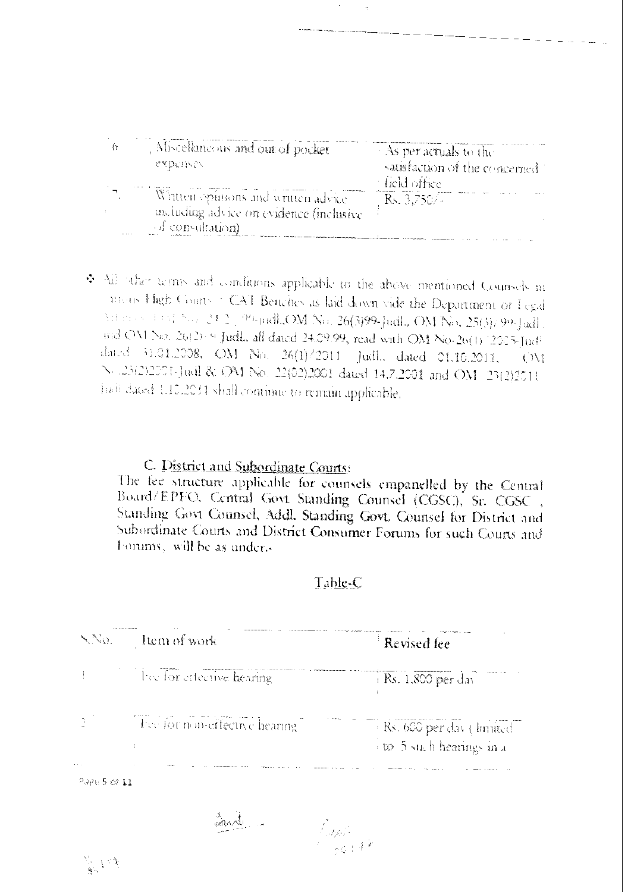| 6 | Miscellaneous and out of pocket expenses | As per actuals to the satisfaction of the concerned field office |
|---|---|---|
| 7. | Written opinions and written advice including advice on evidence (inclusive of consultation) | Rs. 3,750/- |

❖ All other terms and conditions applicable to the above mentioned Counsels in various High Courts / CAT Benches as laid down vide the Department of Legal Affairs, OM No. 24(2)/99-Judl.,OM No. 26(3)99-Judl., OM No. 25(3)/99-Judl. and OM No. 26(2)/99 Judl., all dated 24.09.99, read with OM No.26(1)/2005-Judl. dated 31.01.2008, OM No. 26(1)/2011 Judl., dated 01.10.2011, OM No.23(2)2001-Judl & OM No. 22(02)2001 dated 14.7.2001 and OM 23(2)2011 Judl dated 1.10.2011 shall continue to remain applicable.

C. District and Subordinate Courts:

The fee structure applicable for counsels empanelled by the Central Board/EPFO, Central Govt Standing Counsel (CGSC), Sr. CGSC, Standing Govt Counsel, Addl. Standing Govt. Counsel for District and Subordinate Courts and District Consumer Forums for such Courts and Forums, will be as under:-

Table-C

| S.No. | Item of work | Revised fee |
|---|---|---|
| 1 | Fee for effective hearing | Rs. 1,800 per day |
| 2 | Fee for non-effective hearing | Rs. 600 per day (limited to 5 such hearings in a |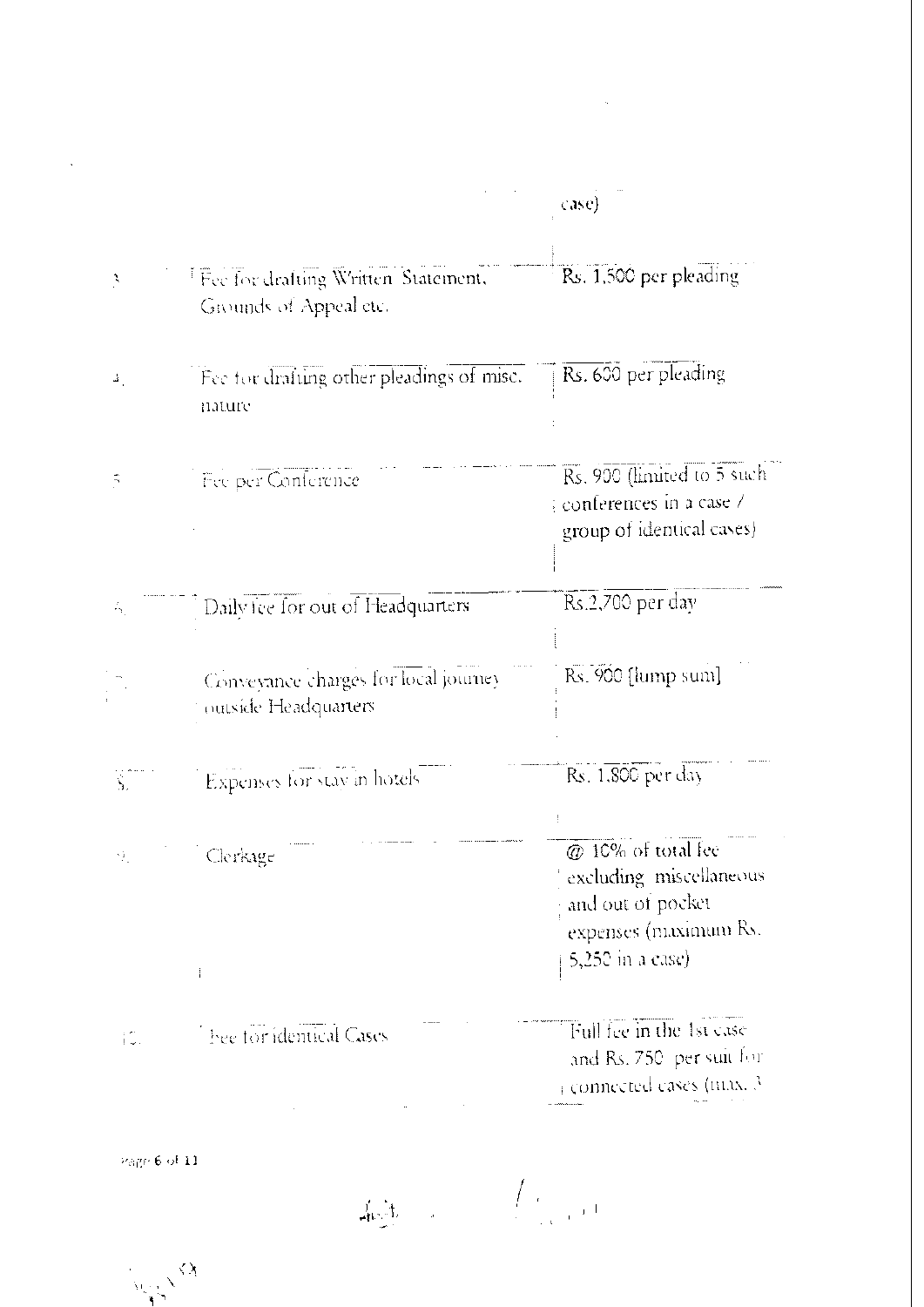| | | case) |
|---|---|---|
| 3. | Fee for drafting Written Statement, Grounds of Appeal etc. | Rs. 1,500 per pleading |
| 4. | Fee for drafting other pleadings of misc. nature | Rs. 600 per pleading |
| 5. | Fee per Conference | Rs. 900 (limited to 5 such conferences in a case / group of identical cases) |
| 6. | Daily fee for out of Headquarters | Rs.2,700 per day |
| 7. | Conveyance charges for local journey outside Headquarters | Rs. 900 [lump sum] |
| 8. | Expenses for stay in hotels | Rs. 1,800 per day |
| 9. | Clerkage | @ 10% of total fee excluding miscellaneous and out of pocket expenses (maximum Rs. 5,250 in a case) |
| 10. | Fee for identical Cases | Full fee in the 1st case and Rs. 750 per suit for connected cases (max. 3 |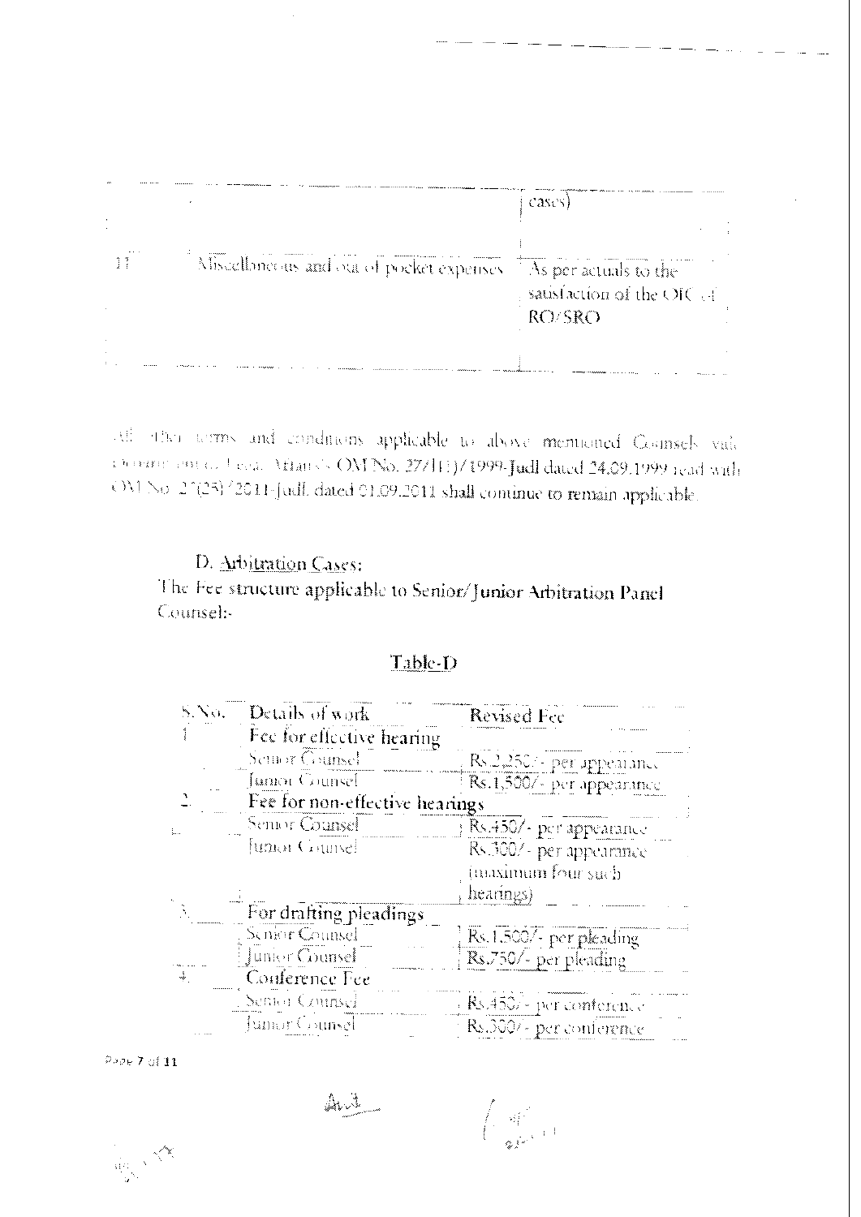| | | cases) |
|---|---|---|
| 11 | Miscellaneous and out of pocket expenses | As per actuals to the satisfaction of the OIC of RO/SRO |

All other terms and conditions applicable to above mentioned Counsels vide Department of Legal Affairs's OM No. 27/1(1)/1999-Judl dated 24.09.1999 read with OM No. 27(25)/2011-Judl. dated 01.09.2011 shall continue to remain applicable.

D. Arbitration Cases:

The Fee structure applicable to Senior/Junior Arbitration Panel Counsel:-

Table-D

| S.No. | Details of work | Revised Fee |
|---|---|---|
| 1 | Fee for effective hearing | |
| | Senior Counsel | Rs.2,250/- per appearance |
| | Junior Counsel | Rs.1,500/- per appearance |
| 2. | Fee for non-effective hearings | |
| | Senior Counsel | Rs.450/- per appearance |
| | Junior Counsel | Rs.300/- per appearance (maximum four such hearings) |
| 3. | For drafting pleadings | |
| | Senior Counsel | Rs.1,500/- per pleading |
| | Junior Counsel | Rs.750/- per pleading |
| 4. | Conference Fee | |
| | Senior Counsel | Rs.450/- per conference |
| | Junior Counsel | Rs.300/- per conference |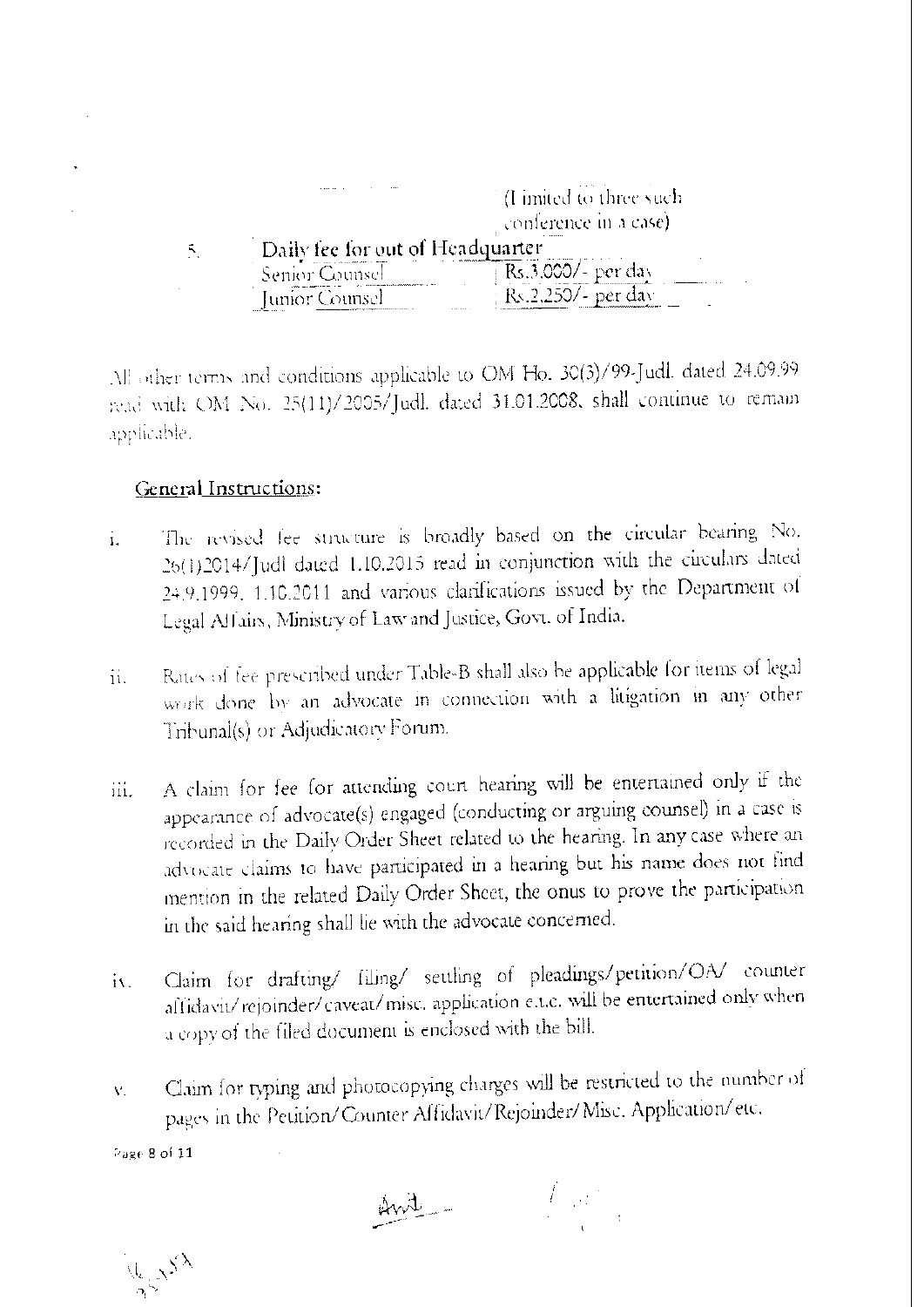(Limited to three such conference in a case)

| 5. | Daily fee for out of Headquarter | |
|---|---|---|
| | Senior Counsel | Rs.3,000/- per day |
| | Junior Counsel | Rs.2,250/- per day |

All other terms and conditions applicable to OM No. 30(3)/99-Judl. dated 24.09.99 read with OM No. 25(11)/2005/Judl. dated 31.01.2008, shall continue to remain applicable.

## General Instructions:

i. The revised fee structure is broadly based on the circular bearing No. 26(1)2014/Judl dated 1.10.2015 read in conjunction with the circulars dated 24.9.1999, 1.10.2011 and various clarifications issued by the Department of Legal Affairs, Ministry of Law and Justice, Govt. of India.

ii. Rates of fee prescribed under Table-B shall also be applicable for items of legal work done by an advocate in connection with a litigation in any other Tribunal(s) or Adjudicatory Forum.

iii. A claim for fee for attending court hearing will be entertained only if the appearance of advocate(s) engaged (conducting or arguing counsel) in a case is recorded in the Daily Order Sheet related to the hearing. In any case where an advocate claims to have participated in a hearing but his name does not find mention in the related Daily Order Sheet, the onus to prove the participation in the said hearing shall lie with the advocate concerned.

iv. Claim for drafting/ filing/ settling of pleadings/petition/OA/ counter affidavit/rejoinder/caveat/misc. application e.t.c. will be entertained only when a copy of the filed document is enclosed with the bill.

v. Claim for typing and photocopying charges will be restricted to the number of pages in the Petition/Counter Affidavit/Rejoinder/Misc. Application/etc.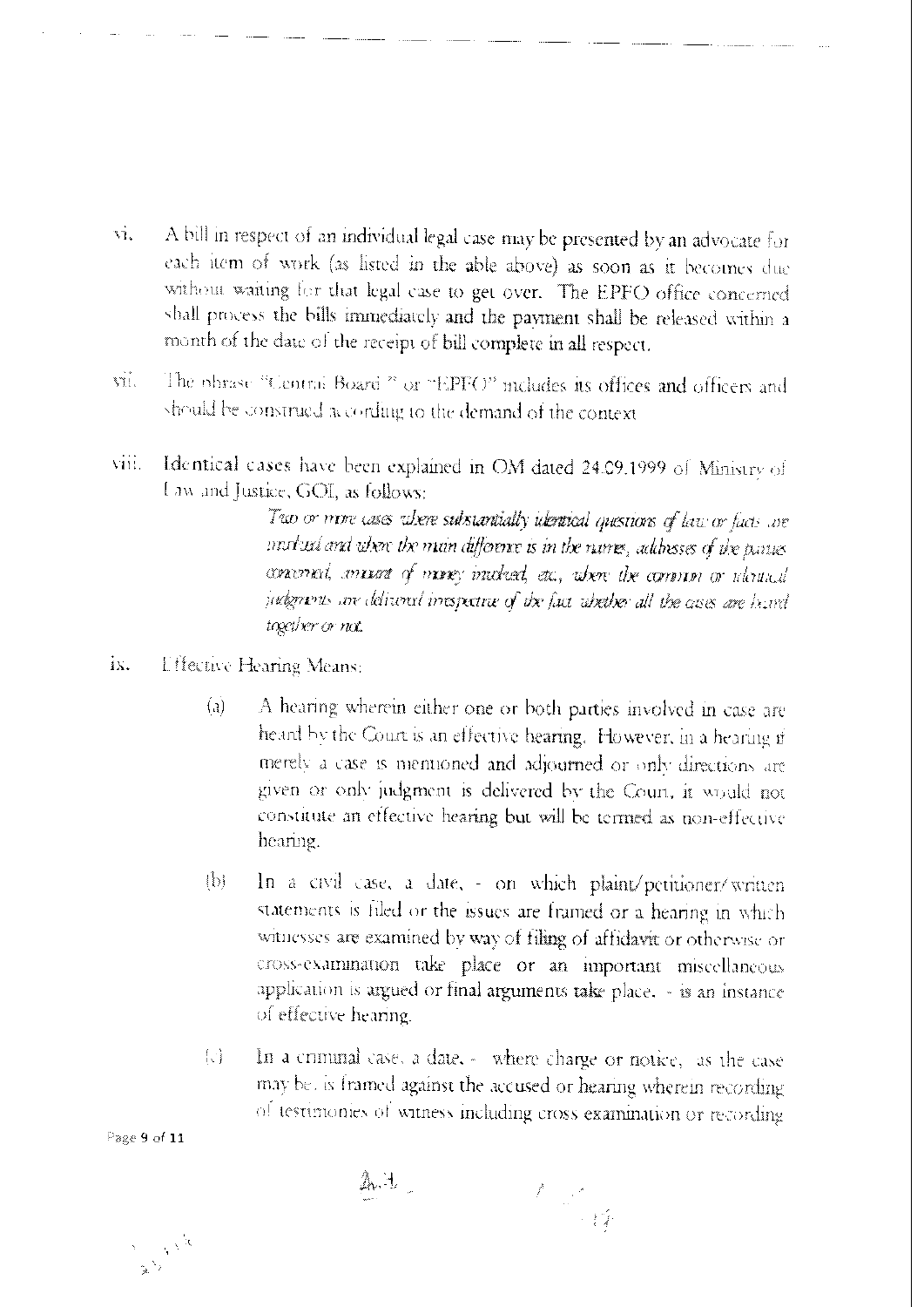vi. A bill in respect of an individual legal case may be presented by an advocate for each item of work (as listed in the able above) as soon as it becomes due without waiting for that legal case to get over. The EPFO office concerned shall process the bills immediately and the payment shall be released within a month of the date of the receipt of bill complete in all respect.

vii. The phrase "Central Board " or "EPFO" includes its offices and officers and should be construed according to the demand of the context

viii. Identical cases have been explained in OM dated 24.09.1999 of Ministry of Law and Justice, GOI, as follows:

> *Two or more cases where substantially identical questions of law or facts are involved and where the main difference is in the names, addresses of the parties concerned, amount of money involved, etc., where the common or identical judgments are delivered irrespective of the fact whether all the cases are heard together or not.*

ix. Effective Hearing Means:

(a) A hearing wherein either one or both parties involved in case are heard by the Court is an effective hearing. However, in a hearing if merely a case is mentioned and adjourned or only directions are given or only judgment is delivered by the Court, it would not constitute an effective hearing but will be termed as non-effective hearing.

(b) In a civil case, a date, - on which plaint/petitioner/written statements is filed or the issues are framed or a hearing in which witnesses are examined by way of filing of affidavit or otherwise or cross-examination take place or an important miscellaneous application is argued or final arguments take place. - is an instance of effective hearing.

(c) In a criminal case, a date, - where charge or notice, as the case may be, is framed against the accused or hearing wherein recording of testimonies of witness including cross examination or recording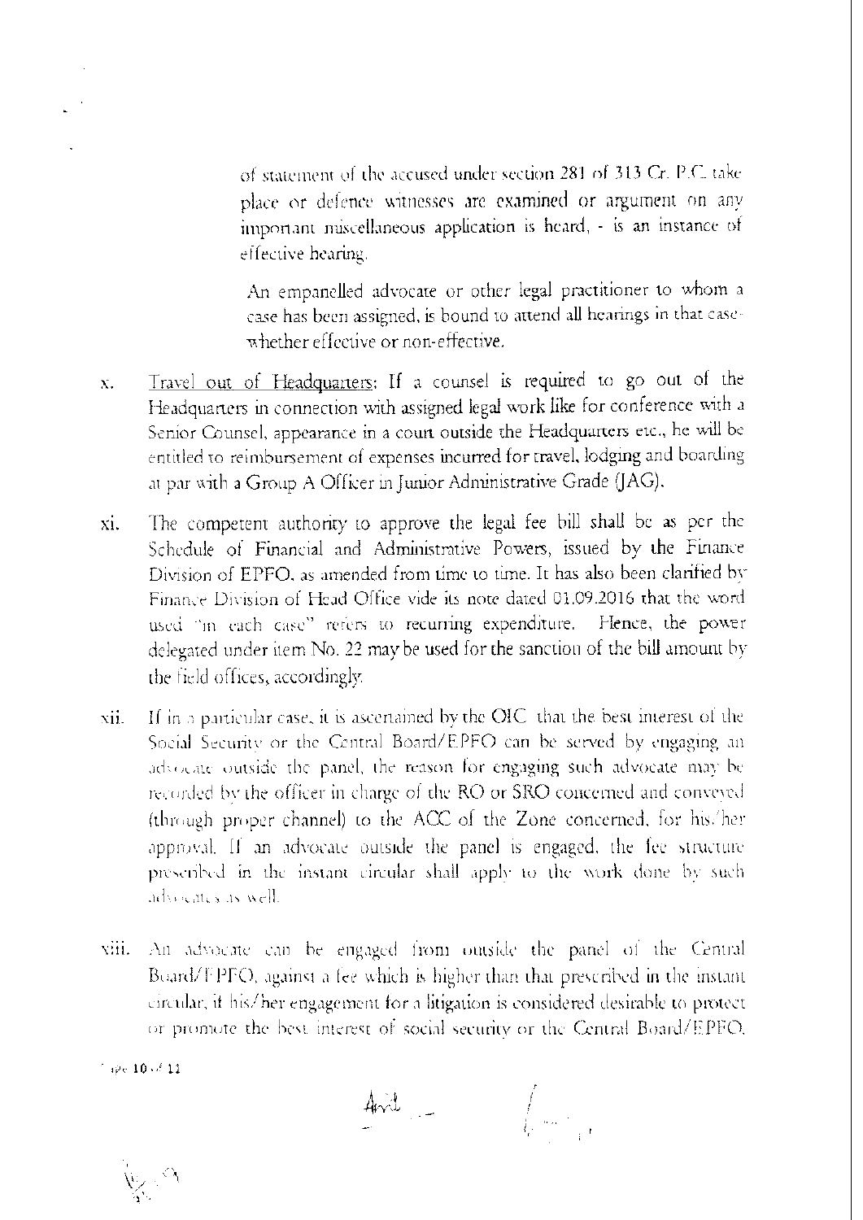of statement of the accused under section 281 of 313 Cr. P.C. take place or defence witnesses are examined or argument on any important miscellaneous application is heard, - is an instance of effective hearing.

An empanelled advocate or other legal practitioner to whom a case has been assigned, is bound to attend all hearings in that case-whether effective or non-effective.

x. Travel out of Headquarters: If a counsel is required to go out of the Headquarters in connection with assigned legal work like for conference with a Senior Counsel, appearance in a court outside the Headquarters etc., he will be entitled to reimbursement of expenses incurred for travel, lodging and boarding at par with a Group A Officer in Junior Administrative Grade (JAG).

xi. The competent authority to approve the legal fee bill shall be as per the Schedule of Financial and Administrative Powers, issued by the Finance Division of EPFO, as amended from time to time. It has also been clarified by Finance Division of Head Office vide its note dated 01.09.2016 that the word used "in each case" refers to recurring expenditure. Hence, the power delegated under item No. 22 may be used for the sanction of the bill amount by the field offices, accordingly.

xii. If in a particular case, it is ascertained by the OIC that the best interest of the Social Security or the Central Board/EPFO can be served by engaging an advocate outside the panel, the reason for engaging such advocate may be recorded by the officer in charge of the RO or SRO concerned and conveyed (through proper channel) to the ACC of the Zone concerned, for his/her approval. If an advocate outside the panel is engaged, the fee structure prescribed in the instant circular shall apply to the work done by such advocates as well.

xiii. An advocate can be engaged from outside the panel of the Central Board/EPFO, against a fee which is higher than that prescribed in the instant circular, if his/her engagement for a litigation is considered desirable to protect or promote the best interest of social security or the Central Board/EPFO.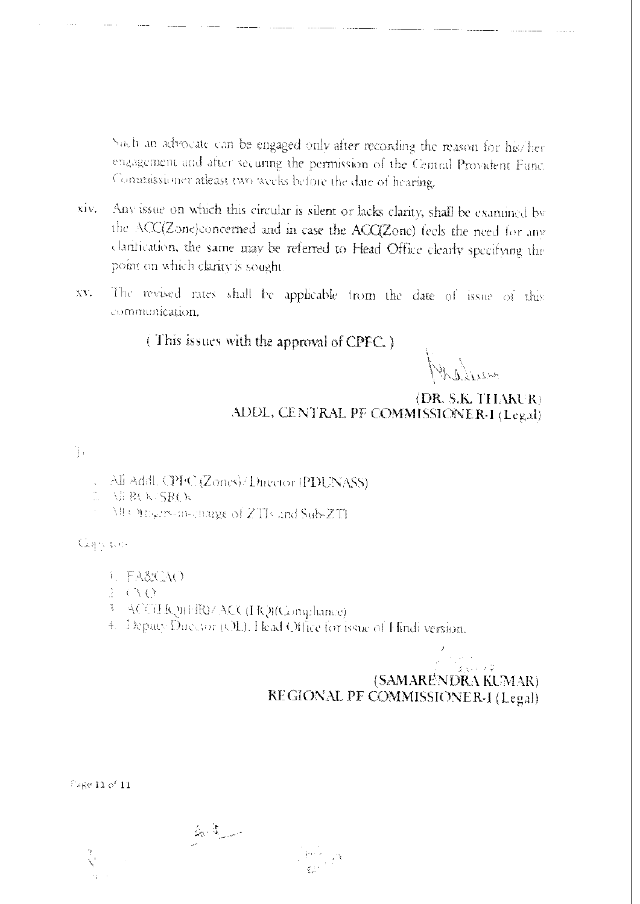Such an advocate can be engaged only after recording the reason for his/her engagement and after securing the permission of the Central Provident Fund Commissioner atleast two weeks before the date of hearing.

xiv. Any issue on which this circular is silent or lacks clarity, shall be examined by the ACC(Zone)concerned and in case the ACC(Zone) feels the need for any clarification, the same may be referred to Head Office clearly specifying the point on which clarity is sought.

xv. The revised rates shall be applicable from the date of issue of this communication.

( This issues with the approval of CPFC. )

(DR. S.K. THAKUR)
ADDL. CENTRAL PF COMMISSIONER-I (Legal)

To

1. All Addl. CPFC (Zones)/ Director (PDUNASS)
2. All ROs/ SROs
3. All Officers-in-charge of ZTIs and Sub-ZTI

Copy to:-

1. FA&CAO
2. CVO
3. ACC(HQ)(HR)/ ACC (HQ)(Compliance)
4. Deputy Director (OL), Head Office for issue of Hindi version.

(SAMARENDRA KUMAR)
REGIONAL PF COMMISSIONER-I (Legal)